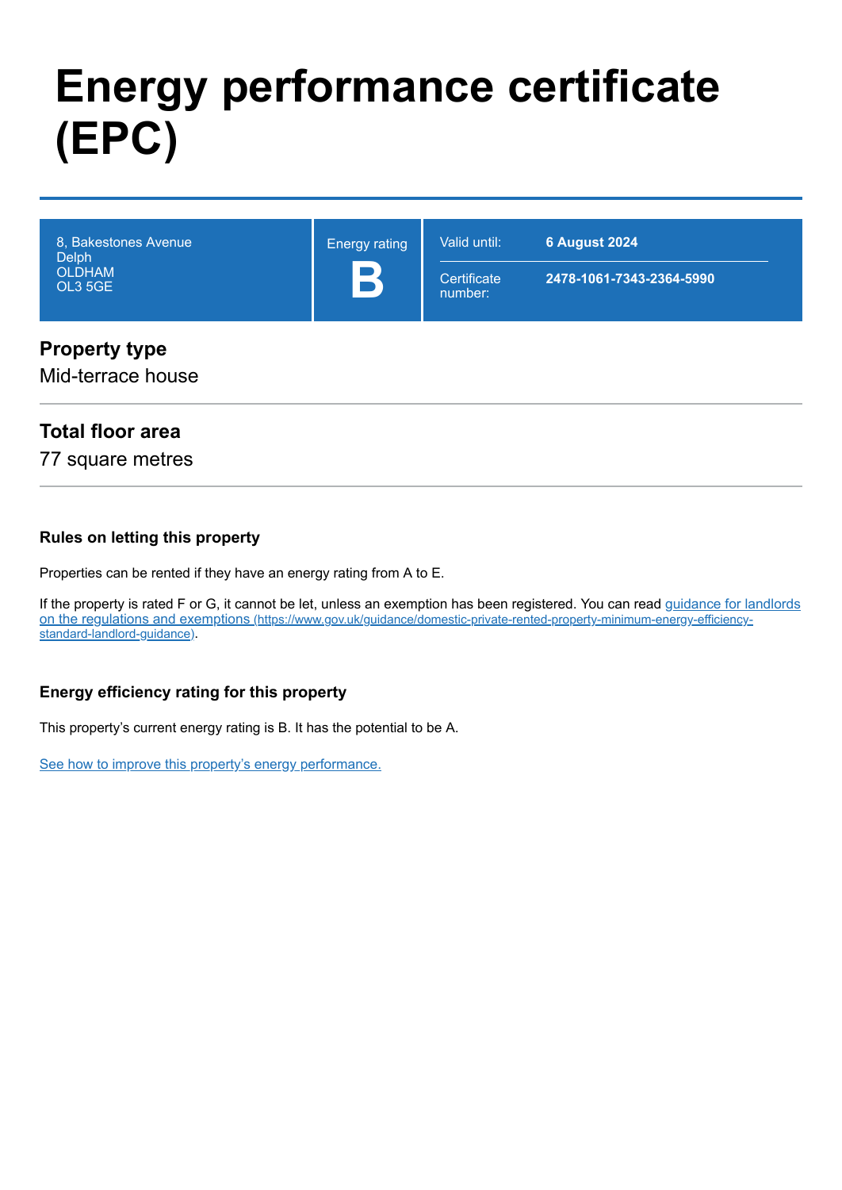# Energy performance certificate (EPC)

| 8, Bakestones Avenue<br>Delph<br>OLDHAM<br>OL3 5GE | Energy rating<br>**B** | Valid until: **6 August 2024**<br>Certificate number: **2478-1061-7343-2364-5990** |
| --- | --- | --- |

## Property type

Mid-terrace house

## Total floor area

77 square metres

### Rules on letting this property

Properties can be rented if they have an energy rating from A to E.

If the property is rated F or G, it cannot be let, unless an exemption has been registered. You can read [guidance for landlords on the regulations and exemptions (https://www.gov.uk/guidance/domestic-private-rented-property-minimum-energy-efficiency-standard-landlord-guidance)](https://www.gov.uk/guidance/domestic-private-rented-property-minimum-energy-efficiency-standard-landlord-guidance).

### Energy efficiency rating for this property

This property's current energy rating is B. It has the potential to be A.

See how to improve this property's energy performance.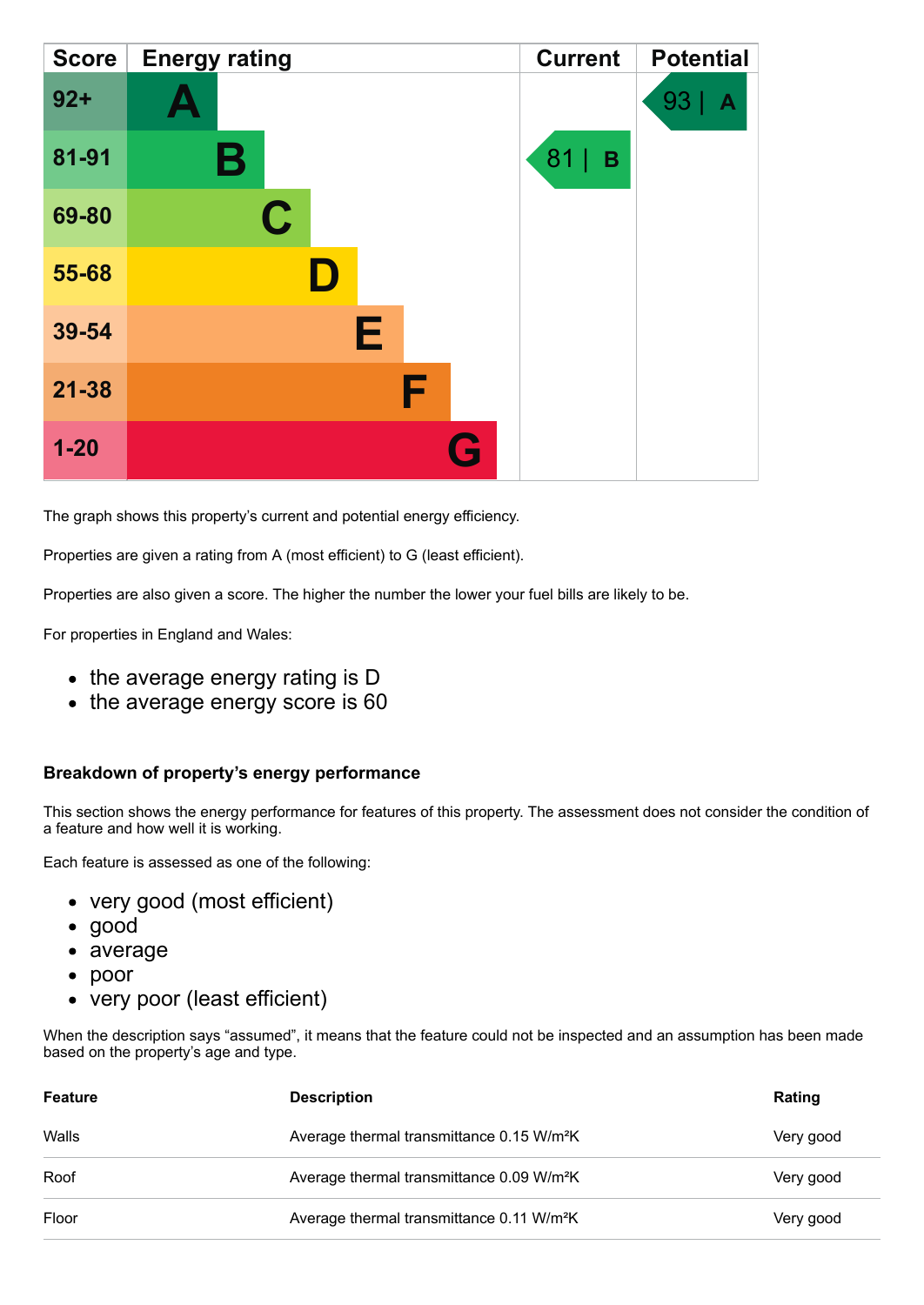| Score | Energy rating | Current | Potential |
| --- | --- | --- | --- |
| 92+ | A | | 93 \| A |
| 81-91 | B | 81 \| B | |
| 69-80 | C | | |
| 55-68 | D | | |
| 39-54 | E | | |
| 21-38 | F | | |
| 1-20 | G | | |

The graph shows this property's current and potential energy efficiency.

Properties are given a rating from A (most efficient) to G (least efficient).

Properties are also given a score. The higher the number the lower your fuel bills are likely to be.

For properties in England and Wales:

- the average energy rating is D
- the average energy score is 60

### Breakdown of property's energy performance

This section shows the energy performance for features of this property. The assessment does not consider the condition of a feature and how well it is working.

Each feature is assessed as one of the following:

- very good (most efficient)
- good
- average
- poor
- very poor (least efficient)

When the description says "assumed", it means that the feature could not be inspected and an assumption has been made based on the property's age and type.

| Feature | Description | Rating |
| --- | --- | --- |
| Walls | Average thermal transmittance 0.15 W/m²K | Very good |
| Roof | Average thermal transmittance 0.09 W/m²K | Very good |
| Floor | Average thermal transmittance 0.11 W/m²K | Very good |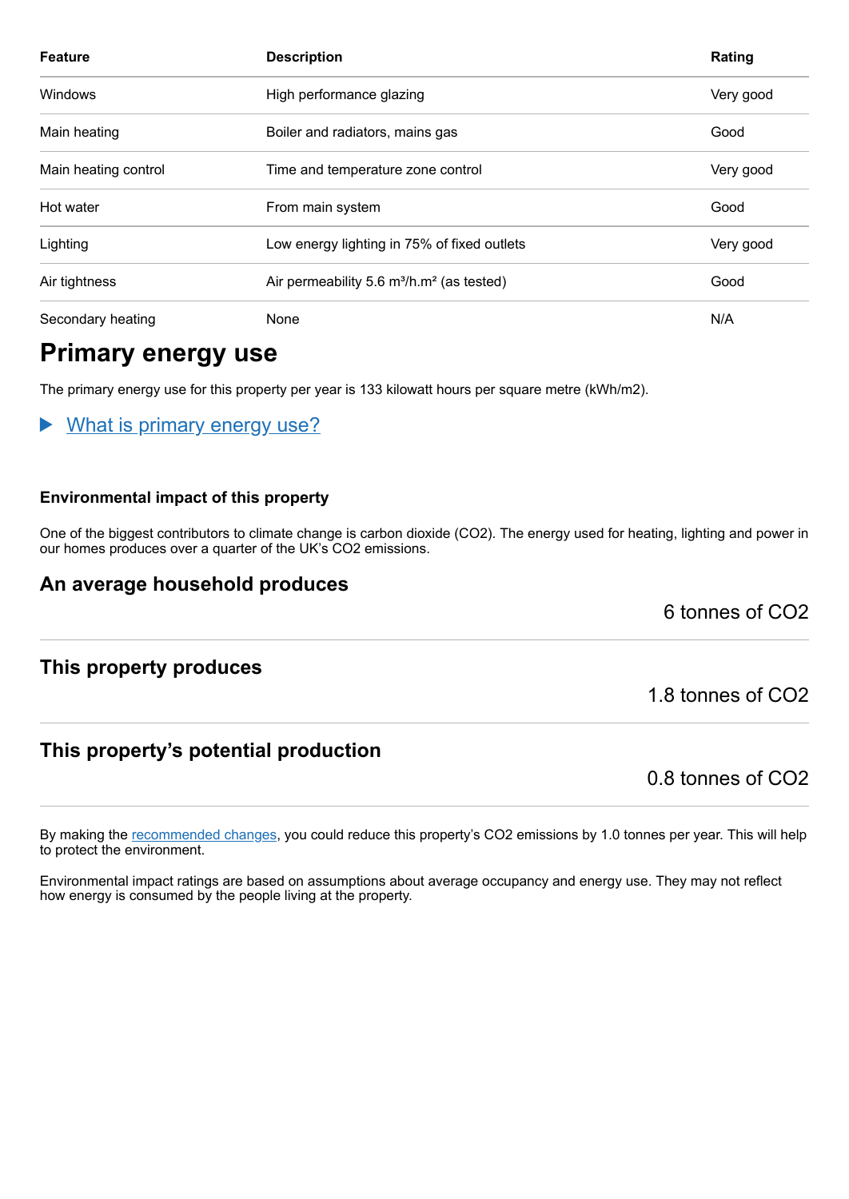| Feature | Description | Rating |
|---|---|---|
| Windows | High performance glazing | Very good |
| Main heating | Boiler and radiators, mains gas | Good |
| Main heating control | Time and temperature zone control | Very good |
| Hot water | From main system | Good |
| Lighting | Low energy lighting in 75% of fixed outlets | Very good |
| Air tightness | Air permeability 5.6 m³/h.m² (as tested) | Good |
| Secondary heating | None | N/A |

# Primary energy use

The primary energy use for this property per year is 133 kilowatt hours per square metre (kWh/m2).

▶ What is primary energy use?

### Environmental impact of this property

One of the biggest contributors to climate change is carbon dioxide ($CO_2$). The energy used for heating, lighting and power in our homes produces over a quarter of the UK's $CO_2$ emissions.

## An average household produces

6 tonnes of $CO_2$

## This property produces

1.8 tonnes of $CO_2$

## This property's potential production

0.8 tonnes of $CO_2$

By making the recommended changes, you could reduce this property's $CO_2$ emissions by 1.0 tonnes per year. This will help to protect the environment.

Environmental impact ratings are based on assumptions about average occupancy and energy use. They may not reflect how energy is consumed by the people living at the property.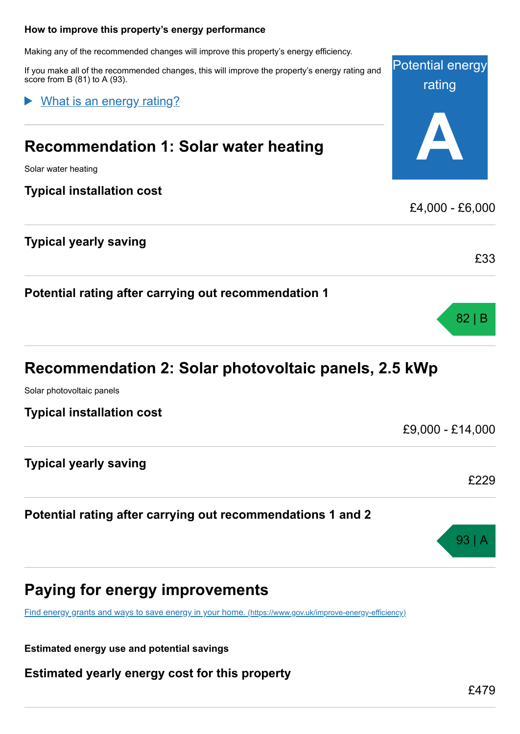### How to improve this property's energy performance

Making any of the recommended changes will improve this property's energy efficiency.

If you make all of the recommended changes, this will improve the property's energy rating and score from B (81) to A (93).

Potential energy rating

**A**

▶ What is an energy rating?

## Recommendation 1: Solar water heating

Solar water heating

### Typical installation cost

£4,000 - £6,000

### Typical yearly saving

£33

### Potential rating after carrying out recommendation 1

82 | B

## Recommendation 2: Solar photovoltaic panels, 2.5 kWp

Solar photovoltaic panels

### Typical installation cost

£9,000 - £14,000

### Typical yearly saving

£229

### Potential rating after carrying out recommendations 1 and 2

93 | A

## Paying for energy improvements

[Find energy grants and ways to save energy in your home. (https://www.gov.uk/improve-energy-efficiency)](https://www.gov.uk/improve-energy-efficiency)

#### Estimated energy use and potential savings

### Estimated yearly energy cost for this property

£479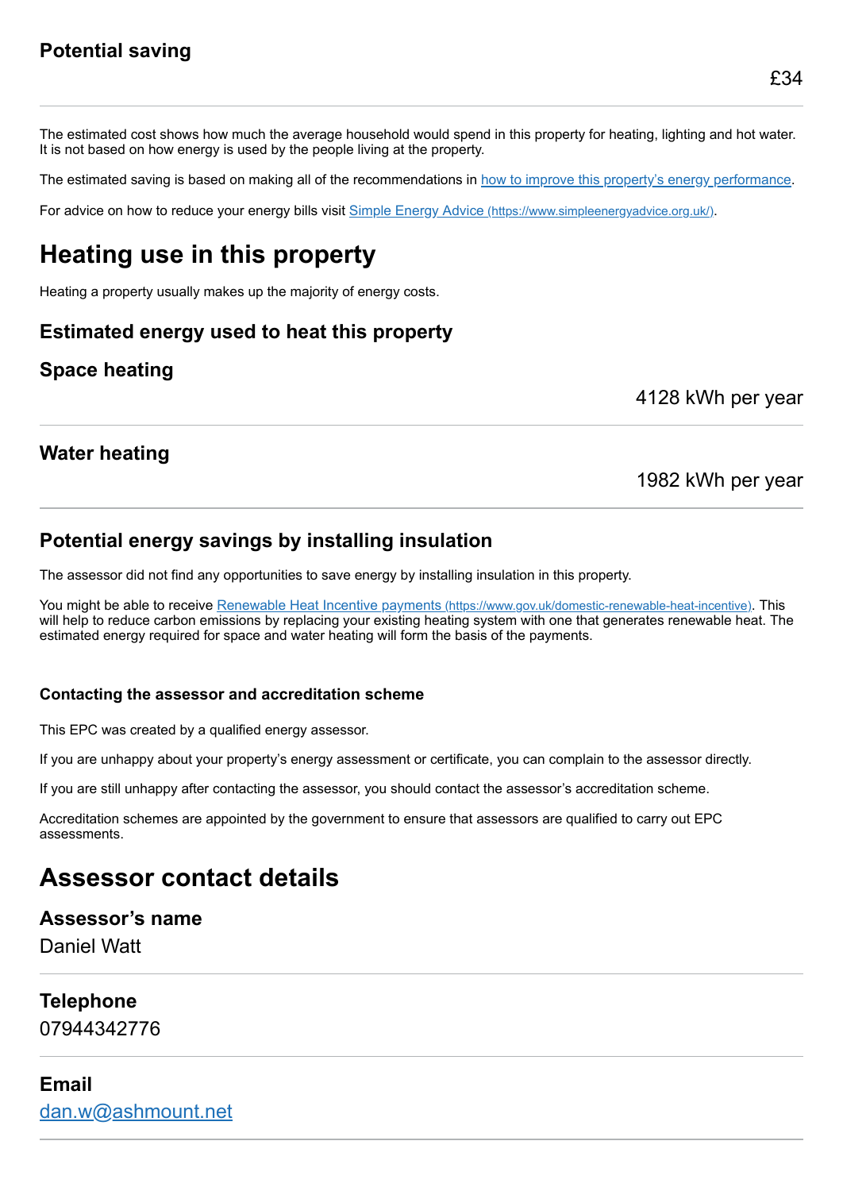### Potential saving

£34

The estimated cost shows how much the average household would spend in this property for heating, lighting and hot water. It is not based on how energy is used by the people living at the property.

The estimated saving is based on making all of the recommendations in [how to improve this property's energy performance](#).

For advice on how to reduce your energy bills visit [Simple Energy Advice (https://www.simpleenergyadvice.org.uk/)](https://www.simpleenergyadvice.org.uk/).

## Heating use in this property

Heating a property usually makes up the majority of energy costs.

### Estimated energy used to heat this property

### Space heating

4128 kWh per year

### Water heating

1982 kWh per year

### Potential energy savings by installing insulation

The assessor did not find any opportunities to save energy by installing insulation in this property.

You might be able to receive [Renewable Heat Incentive payments (https://www.gov.uk/domestic-renewable-heat-incentive)](https://www.gov.uk/domestic-renewable-heat-incentive). This will help to reduce carbon emissions by replacing your existing heating system with one that generates renewable heat. The estimated energy required for space and water heating will form the basis of the payments.

#### Contacting the assessor and accreditation scheme

This EPC was created by a qualified energy assessor.

If you are unhappy about your property's energy assessment or certificate, you can complain to the assessor directly.

If you are still unhappy after contacting the assessor, you should contact the assessor's accreditation scheme.

Accreditation schemes are appointed by the government to ensure that assessors are qualified to carry out EPC assessments.

## Assessor contact details

### Assessor's name

Daniel Watt

### Telephone

07944342776

### Email

[dan.w@ashmount.net](mailto:dan.w@ashmount.net)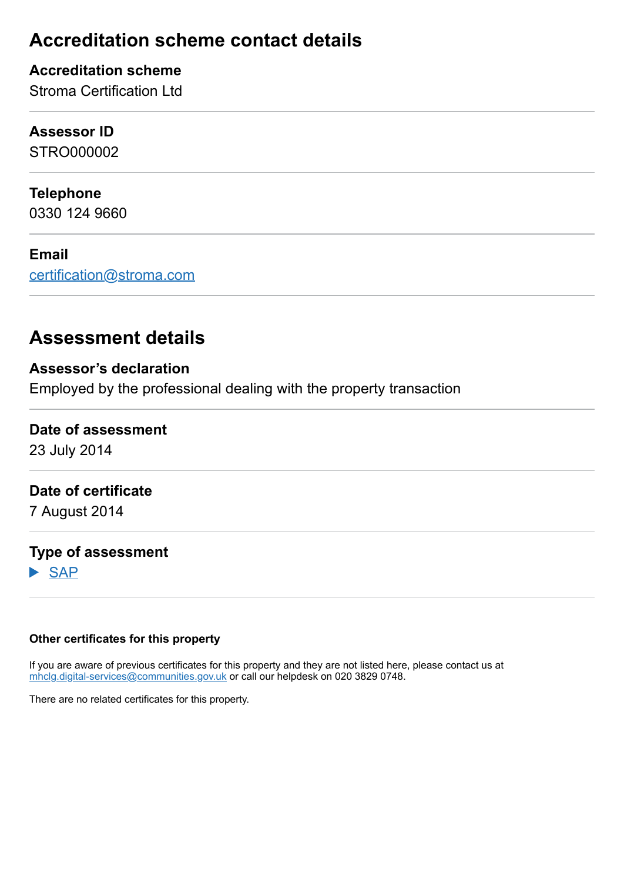## Accreditation scheme contact details

**Accreditation scheme**
Stroma Certification Ltd

**Assessor ID**
STRO000002

**Telephone**
0330 124 9660

**Email**
certification@stroma.com

## Assessment details

**Assessor's declaration**
Employed by the professional dealing with the property transaction

**Date of assessment**
23 July 2014

**Date of certificate**
7 August 2014

**Type of assessment**
▶ SAP

#### Other certificates for this property

If you are aware of previous certificates for this property and they are not listed here, please contact us at mhclg.digital-services@communities.gov.uk or call our helpdesk on 020 3829 0748.

There are no related certificates for this property.